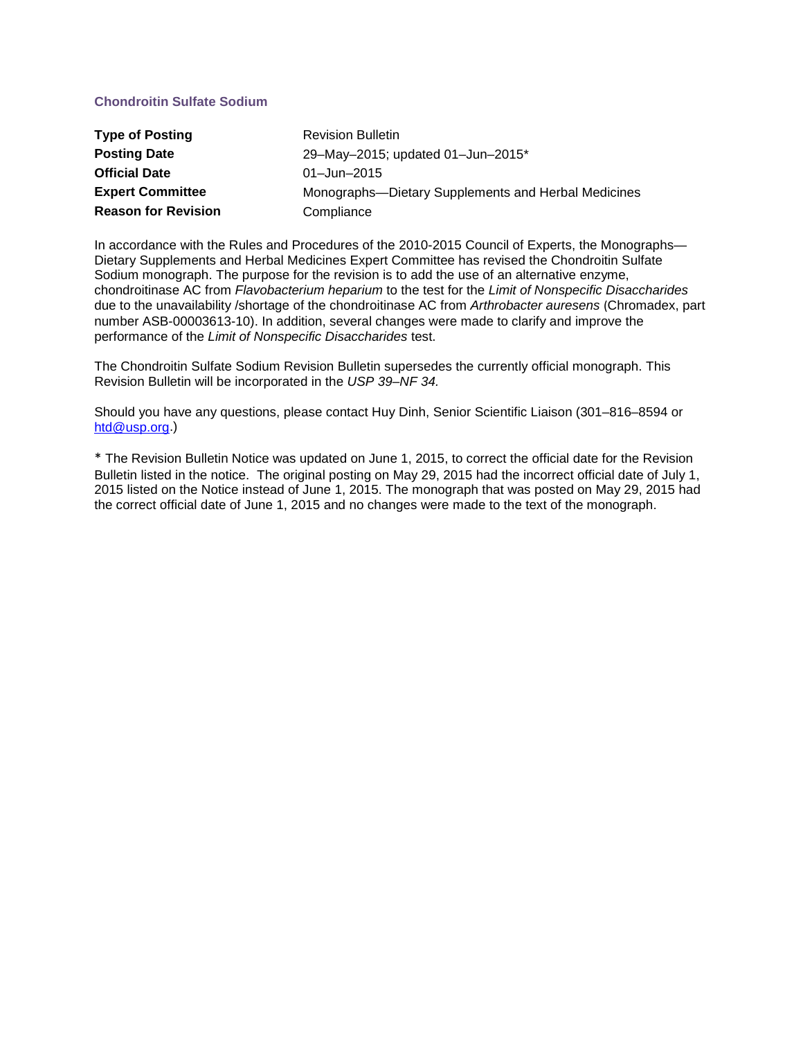# Chondroitin Sulfate Sodium

| | |
|---|---|
| **Type of Posting** | Revision Bulletin |
| **Posting Date** | 29–May–2015; updated 01–Jun–2015* |
| **Official Date** | 01–Jun–2015 |
| **Expert Committee** | Monographs—Dietary Supplements and Herbal Medicines |
| **Reason for Revision** | Compliance |

In accordance with the Rules and Procedures of the 2010-2015 Council of Experts, the Monographs—Dietary Supplements and Herbal Medicines Expert Committee has revised the Chondroitin Sulfate Sodium monograph. The purpose for the revision is to add the use of an alternative enzyme, chondroitinase AC from *Flavobacterium heparium* to the test for the *Limit of Nonspecific Disaccharides* due to the unavailability /shortage of the chondroitinase AC from *Arthrobacter auresens* (Chromadex, part number ASB-00003613-10). In addition, several changes were made to clarify and improve the performance of the *Limit of Nonspecific Disaccharides* test.

The Chondroitin Sulfate Sodium Revision Bulletin supersedes the currently official monograph. This Revision Bulletin will be incorporated in the *USP 39–NF 34.*

Should you have any questions, please contact Huy Dinh, Senior Scientific Liaison (301–816–8594 or htd@usp.org.)

* The Revision Bulletin Notice was updated on June 1, 2015, to correct the official date for the Revision Bulletin listed in the notice. The original posting on May 29, 2015 had the incorrect official date of July 1, 2015 listed on the Notice instead of June 1, 2015. The monograph that was posted on May 29, 2015 had the correct official date of June 1, 2015 and no changes were made to the text of the monograph.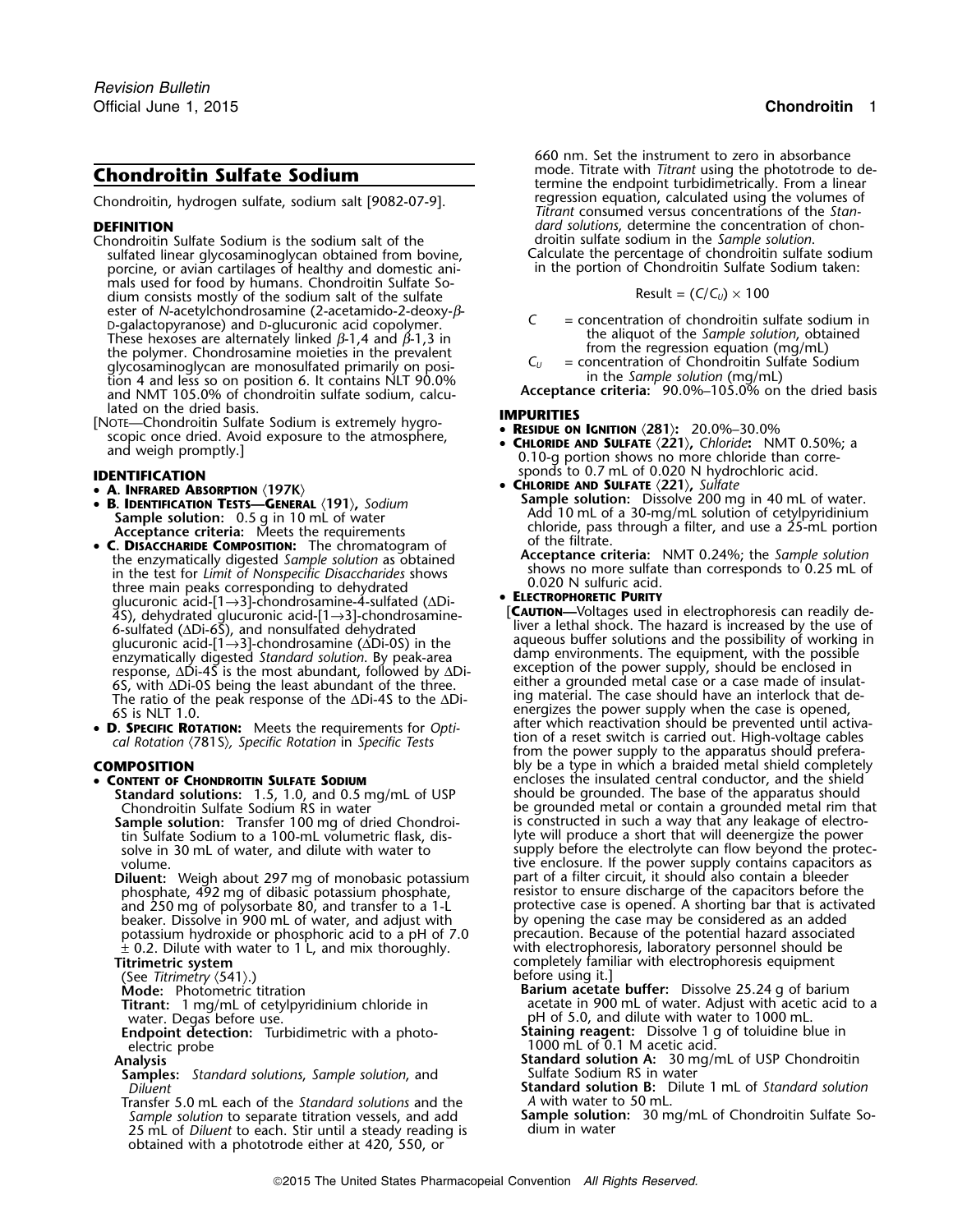# Chondroitin Sulfate Sodium

Chondroitin, hydrogen sulfate, sodium salt [9082-07-9].

## DEFINITION

Chondroitin Sulfate Sodium is the sodium salt of the sulfated linear glycosaminoglycan obtained from bovine, porcine, or avian cartilages of healthy and domestic animals used for food by humans. Chondroitin Sulfate Sodium consists mostly of the sodium salt of the sulfate ester of *N*-acetylchondrosamine (2-acetamido-2-deoxy-β-D-galactopyranose) and D-glucuronic acid copolymer. These hexoses are alternately linked β-1,4 and β-1,3 in the polymer. Chondrosamine moieties in the prevalent glycosaminoglycan are monosulfated primarily on position 4 and less so on position 6. It contains NLT 90.0% and NMT 105.0% of chondroitin sulfate sodium, calculated on the dried basis.

[NOTE—Chondroitin Sulfate Sodium is extremely hygroscopic once dried. Avoid exposure to the atmosphere, and weigh promptly.]

## IDENTIFICATION

- **A. INFRARED ABSORPTION ⟨197K⟩**
- **B. IDENTIFICATION TESTS—GENERAL ⟨191⟩,** *Sodium*
  - **Sample solution:** 0.5 g in 10 mL of water
  - **Acceptance criteria:** Meets the requirements
- **C. DISACCHARIDE COMPOSITION:** The chromatogram of the enzymatically digested *Sample solution* as obtained in the test for *Limit of Nonspecific Disaccharides* shows three main peaks corresponding to dehydrated glucuronic acid-[1→3]-chondrosamine-4-sulfated (ΔDi-4S), dehydrated glucuronic acid-[1→3]-chondrosamine-6-sulfated (ΔDi-6S), and nonsulfated dehydrated glucuronic acid-[1→3]-chondrosamine (ΔDi-0S) in the enzymatically digested *Standard solution*. By peak-area response, ΔDi-4S is the most abundant, followed by ΔDi-6S, with ΔDi-0S being the least abundant of the three. The ratio of the peak response of the ΔDi-4S to the ΔDi-6S is NLT 1.0.
- **D. SPECIFIC ROTATION:** Meets the requirements for *Optical Rotation* ⟨781S⟩, *Specific Rotation* in *Specific Tests*

## COMPOSITION

- **CONTENT OF CHONDROITIN SULFATE SODIUM**
  - **Standard solutions:** 1.5, 1.0, and 0.5 mg/mL of USP Chondroitin Sulfate Sodium RS in water
  - **Sample solution:** Transfer 100 mg of dried Chondroitin Sulfate Sodium to a 100-mL volumetric flask, dissolve in 30 mL of water, and dilute with water to volume.
  - **Diluent:** Weigh about 297 mg of monobasic potassium phosphate, 492 mg of dibasic potassium phosphate, and 250 mg of polysorbate 80, and transfer to a 1-L beaker. Dissolve in 900 mL of water, and adjust with potassium hydroxide or phosphoric acid to a pH of 7.0 ± 0.2. Dilute with water to 1 L, and mix thoroughly.
  - **Titrimetric system**
    (See *Titrimetry* ⟨541⟩.)
    - **Mode:** Photometric titration
    - **Titrant:** 1 mg/mL of cetylpyridinium chloride in water. Degas before use.
    - **Endpoint detection:** Turbidimetric with a photoelectric probe
  - **Analysis**
    - **Samples:** *Standard solutions*, *Sample solution*, and *Diluent*

    Transfer 5.0 mL each of the *Standard solutions* and the *Sample solution* to separate titration vessels, and add 25 mL of *Diluent* to each. Stir until a steady reading is obtained with a phototrode either at 420, 550, or 660 nm. Set the instrument to zero in absorbance mode. Titrate with *Titrant* using the phototrode to determine the endpoint turbidimetrically. From a linear regression equation, calculated using the volumes of *Titrant* consumed versus concentrations of the *Standard solutions*, determine the concentration of chondroitin sulfate sodium in the *Sample solution*.

    Calculate the percentage of chondroitin sulfate sodium in the portion of Chondroitin Sulfate Sodium taken:

$$\text{Result} = (C/C_U) \times 100$$

$C$ = concentration of chondroitin sulfate sodium in the aliquot of the *Sample solution*, obtained from the regression equation (mg/mL)

$C_U$ = concentration of Chondroitin Sulfate Sodium in the *Sample solution* (mg/mL)

  - **Acceptance criteria:** 90.0%–105.0% on the dried basis

## IMPURITIES

- **RESIDUE ON IGNITION ⟨281⟩:** 20.0%–30.0%
- **CHLORIDE AND SULFATE ⟨221⟩,** *Chloride***:** NMT 0.50%; a 0.10-g portion shows no more chloride than corresponds to 0.7 mL of 0.020 N hydrochloric acid.
- **CHLORIDE AND SULFATE ⟨221⟩,** *Sulfate*
  - **Sample solution:** Dissolve 200 mg in 40 mL of water. Add 10 mL of a 30-mg/mL solution of cetylpyridinium chloride, pass through a filter, and use a 25-mL portion of the filtrate.
  - **Acceptance criteria:** NMT 0.24%; the *Sample solution* shows no more sulfate than corresponds to 0.25 mL of 0.020 N sulfuric acid.
- **ELECTROPHORETIC PURITY**

  [**CAUTION—**Voltages used in electrophoresis can readily deliver a lethal shock. The hazard is increased by the use of aqueous buffer solutions and the possibility of working in damp environments. The equipment, with the possible exception of the power supply, should be enclosed in either a grounded metal case or a case made of insulating material. The case should have an interlock that deenergizes the power supply when the case is opened, after which reactivation should be prevented until activation of a reset switch is carried out. High-voltage cables from the power supply to the apparatus should preferably be a type in which a braided metal shield completely encloses the insulated central conductor, and the shield should be grounded. The base of the apparatus should be grounded metal or contain a grounded metal rim that is constructed in such a way that any leakage of electrolyte will produce a short that will deenergize the power supply before the electrolyte can flow beyond the protective enclosure. If the power supply contains capacitors as part of a filter circuit, it should also contain a bleeder resistor to ensure discharge of the capacitors before the protective case is opened. A shorting bar that is activated by opening the case may be considered as an added precaution. Because of the potential hazard associated with electrophoresis, laboratory personnel should be completely familiar with electrophoresis equipment before using it.]

  - **Barium acetate buffer:** Dissolve 25.24 g of barium acetate in 900 mL of water. Adjust with acetic acid to a pH of 5.0, and dilute with water to 1000 mL.
  - **Staining reagent:** Dissolve 1 g of toluidine blue in 1000 mL of 0.1 M acetic acid.
  - **Standard solution A:** 30 mg/mL of USP Chondroitin Sulfate Sodium RS in water
  - **Standard solution B:** Dilute 1 mL of *Standard solution A* with water to 50 mL.
  - **Sample solution:** 30 mg/mL of Chondroitin Sulfate Sodium in water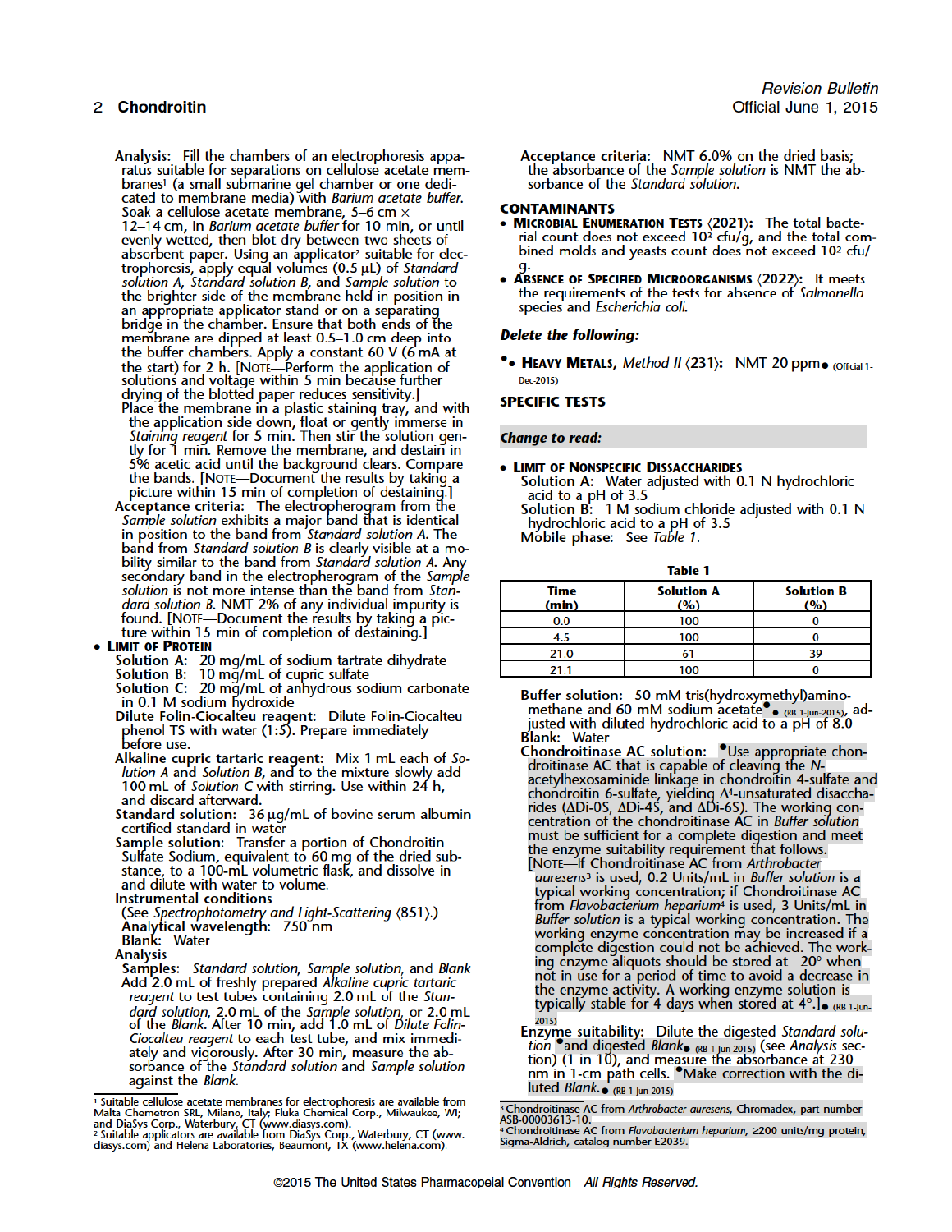**Analysis:** Fill the chambers of an electrophoresis apparatus suitable for separations on cellulose acetate membranes[1] (a small submarine gel chamber or one dedicated to membrane media) with *Barium acetate buffer*. Soak a cellulose acetate membrane, 5–6 cm × 12–14 cm, in *Barium acetate buffer* for 10 min, or until evenly wetted, then blot dry between two sheets of absorbent paper. Using an applicator[2] suitable for electrophoresis, apply equal volumes (0.5 µL) of *Standard solution A*, *Standard solution B*, and *Sample solution* to the brighter side of the membrane held in position in an appropriate applicator stand or on a separating bridge in the chamber. Ensure that both ends of the membrane are dipped at least 0.5–1.0 cm deep into the buffer chambers. Apply a constant 60 V (6 mA at the start) for 2 h. [NOTE—Perform the application of solutions and voltage within 5 min because further drying of the blotted paper reduces sensitivity.]

Place the membrane in a plastic staining tray, and with the application side down, float or gently immerse in *Staining reagent* for 5 min. Then stir the solution gently for 1 min. Remove the membrane, and destain in 5% acetic acid until the background clears. Compare the bands. [NOTE—Document the results by taking a picture within 15 min of completion of destaining.]

**Acceptance criteria:** The electropherogram from the *Sample solution* exhibits a major band that is identical in position to the band from *Standard solution A*. The band from *Standard solution B* is clearly visible at a mobility similar to the band from *Standard solution A*. Any secondary band in the electropherogram of the *Sample solution* is not more intense than the band from *Standard solution B*. NMT 2% of any individual impurity is found. [NOTE—Document the results by taking a picture within 15 min of completion of destaining.]

- **LIMIT OF PROTEIN**

**Solution A:** 20 mg/mL of sodium tartrate dihydrate

**Solution B:** 10 mg/mL of cupric sulfate

**Solution C:** 20 mg/mL of anhydrous sodium carbonate in 0.1 M sodium hydroxide

**Dilute Folin-Ciocalteu reagent:** Dilute Folin-Ciocalteu phenol TS with water (1:5). Prepare immediately before use.

**Alkaline cupric tartaric reagent:** Mix 1 mL each of *Solution A* and *Solution B*, and to the mixture slowly add 100 mL of *Solution C* with stirring. Use within 24 h, and discard afterward.

**Standard solution:** 36 µg/mL of bovine serum albumin certified standard in water

**Sample solution:** Transfer a portion of Chondroitin Sulfate Sodium, equivalent to 60 mg of the dried substance, to a 100-mL volumetric flask, and dissolve in and dilute with water to volume.

**Instrumental conditions**

(See *Spectrophotometry and Light-Scattering* ⟨851⟩.)

**Analytical wavelength:** 750 nm

**Blank:** Water

**Analysis**

**Samples:** *Standard solution*, *Sample solution*, and *Blank*

Add 2.0 mL of freshly prepared *Alkaline cupric tartaric reagent* to test tubes containing 2.0 mL of the *Standard solution*, 2.0 mL of the *Sample solution*, or 2.0 mL of the *Blank*. After 10 min, add 1.0 mL of *Dilute Folin-Ciocalteu reagent* to each test tube, and mix immediately and vigorously. After 30 min, measure the absorbance of the *Standard solution* and *Sample solution* against the *Blank*.

**Acceptance criteria:** NMT 6.0% on the dried basis; the absorbance of the *Sample solution* is NMT the absorbance of the *Standard solution*.

## CONTAMINANTS

- **MICROBIAL ENUMERATION TESTS** ⟨2021⟩: The total bacterial count does not exceed $10^3$ cfu/g, and the total combined molds and yeasts count does not exceed $10^2$ cfu/g.
- **ABSENCE OF SPECIFIED MICROORGANISMS** ⟨2022⟩: It meets the requirements of the tests for absence of *Salmonella* species and *Escherichia coli*.

***Delete the following:***

- ~~**HEAVY METALS**, *Method II* ⟨231⟩: NMT 20 ppm~~ (Official 1-Dec-2015)

## SPECIFIC TESTS

***Change to read:***

- **LIMIT OF NONSPECIFIC DISSACCHARIDES**

**Solution A:** Water adjusted with 0.1 N hydrochloric acid to a pH of 3.5

**Solution B:** 1 M sodium chloride adjusted with 0.1 N hydrochloric acid to a pH of 3.5

**Mobile phase:** See *Table 1*.

**Table 1**

| Time (min) | Solution A (%) | Solution B (%) |
|---|---|---|
| 0.0 | 100 | 0 |
| 4.5 | 100 | 0 |
| 21.0 | 61 | 39 |
| 21.1 | 100 | 0 |

**Buffer solution:** 50 mM tris(hydroxymethyl)aminomethane and 60 mM sodium acetate (RB 1-Jun-2015), adjusted with diluted hydrochloric acid to a pH of 8.0

**Blank:** Water

**Chondroitinase AC solution:** Use appropriate chondroitinase AC that is capable of cleaving the *N*-acetylhexosaminide linkage in chondroitin 4-sulfate and chondroitin 6-sulfate, yielding $\Delta^4$-unsaturated disaccharides (ΔDi-0S, ΔDi-4S, and ΔDi-6S). The working concentration of the chondroitinase AC in *Buffer solution* must be sufficient for a complete digestion and meet the enzyme suitability requirement that follows. [NOTE—If Chondroitinase AC from *Arthrobacter aurescens*[3] is used, 0.2 Units/mL in *Buffer solution* is a typical working concentration; if Chondroitinase AC from *Flavobacterium heparium*[4] is used, 3 Units/mL in *Buffer solution* is a typical working concentration. The working enzyme concentration may be increased if a complete digestion could not be achieved. The working enzyme aliquots should be stored at −20° when not in use for a period of time to avoid a decrease in the enzyme activity. A working enzyme solution is typically stable for 4 days when stored at 4°.] (RB 1-Jun-2015)

**Enzyme suitability:** Dilute the digested *Standard solution* and digested *Blank* (RB 1-Jun-2015) (see *Analysis* section) (1 in 10), and measure the absorbance at 230 nm in 1-cm path cells. Make correction with the diluted *Blank*. (RB 1-Jun-2015)

---

[1] Suitable cellulose acetate membranes for electrophoresis are available from Malta Chemetron SRL, Milano, Italy; Fluka Chemical Corp., Milwaukee, WI; and DiaSys Corp., Waterbury, CT (www.diasys.com).

[2] Suitable applicators are available from DiaSys Corp., Waterbury, CT (www.diasys.com) and Helena Laboratories, Beaumont, TX (www.helena.com).

[3] Chondroitinase AC from *Arthrobacter auresens*, Chromadex, part number ASB-00003613-10.

[4] Chondroitinase AC from *Flavobacterium heparium*, ≥200 units/mg protein, Sigma-Aldrich, catalog number E2039.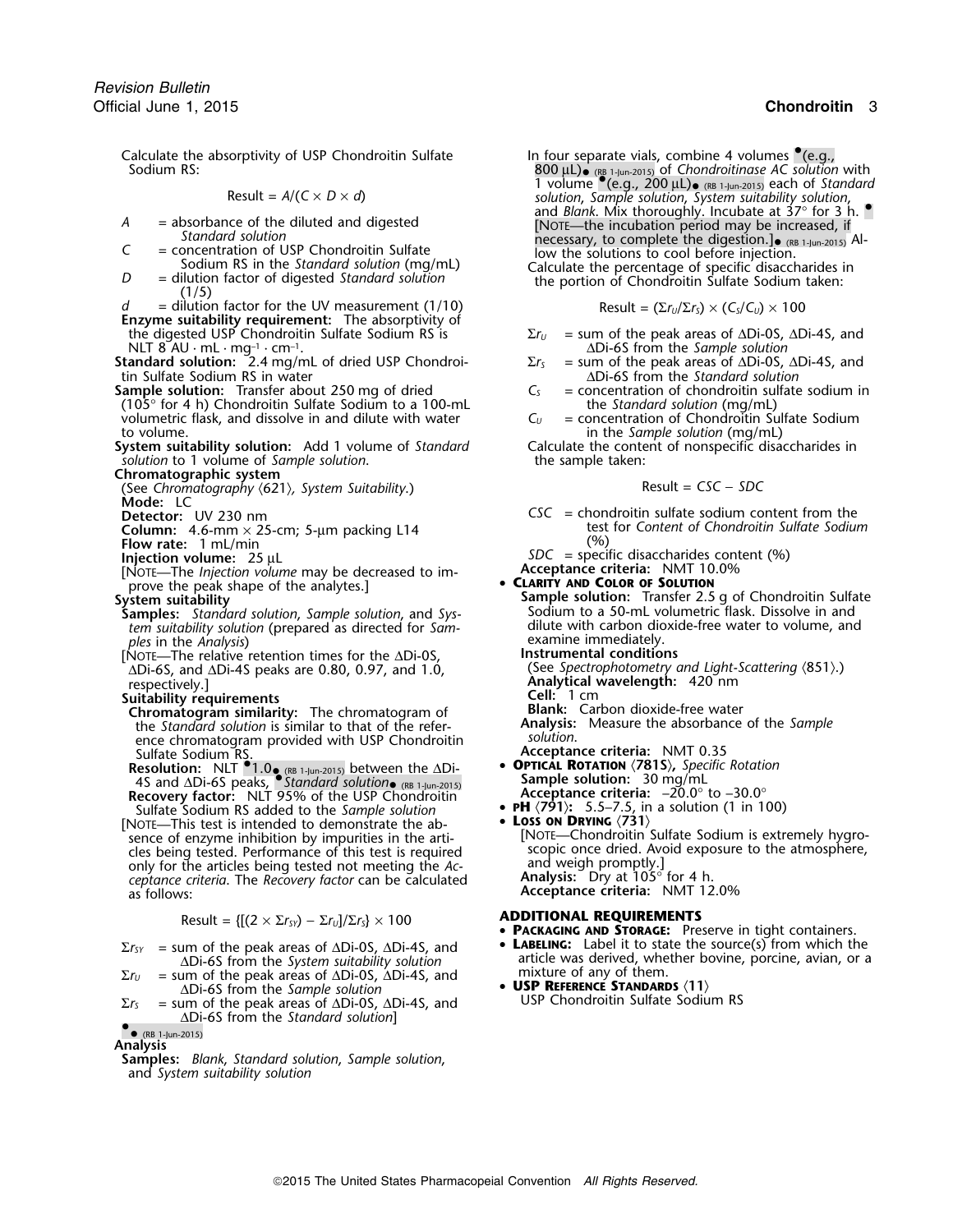Calculate the absorptivity of USP Chondroitin Sulfate Sodium RS:

$$\text{Result} = A/(C \times D \times d)$$

- $A$ = absorbance of the diluted and digested *Standard solution*
- $C$ = concentration of USP Chondroitin Sulfate Sodium RS in the *Standard solution* (mg/mL)
- $D$ = dilution factor of digested *Standard solution* (1/5)
- $d$ = dilution factor for the UV measurement (1/10)

**Enzyme suitability requirement:** The absorptivity of the digested USP Chondroitin Sulfate Sodium RS is NLT 8 AU · mL · mg$^{-1}$ · cm$^{-1}$.

**Standard solution:** 2.4 mg/mL of dried USP Chondroitin Sulfate Sodium RS in water

**Sample solution:** Transfer about 250 mg of dried (105° for 4 h) Chondroitin Sulfate Sodium to a 100-mL volumetric flask, and dissolve in and dilute with water to volume.

**System suitability solution:** Add 1 volume of *Standard solution* to 1 volume of *Sample solution*.

**Chromatographic system**

(See *Chromatography* ⟨621⟩, *System Suitability*.)

**Mode:** LC

**Detector:** UV 230 nm

**Column:** 4.6-mm × 25-cm; 5-µm packing L14

**Flow rate:** 1 mL/min

**Injection volume:** 25 µL

[NOTE—The *Injection volume* may be decreased to improve the peak shape of the analytes.]

**System suitability**

**Samples:** *Standard solution*, *Sample solution*, and *System suitability solution* (prepared as directed for *Samples* in the *Analysis*)

[NOTE—The relative retention times for the ΔDi-0S, ΔDi-6S, and ΔDi-4S peaks are 0.80, 0.97, and 1.0, respectively.]

**Suitability requirements**

**Chromatogram similarity:** The chromatogram of the *Standard solution* is similar to that of the reference chromatogram provided with USP Chondroitin Sulfate Sodium RS.

**Resolution:** NLT •1.0• (RB 1-Jun-2015) between the ΔDi-4S and ΔDi-6S peaks, •*Standard solution*• (RB 1-Jun-2015)

**Recovery factor:** NLT 95% of the USP Chondroitin Sulfate Sodium RS added to the *Sample solution*

[NOTE—This test is intended to demonstrate the absence of enzyme inhibition by impurities in the articles being tested. Performance of this test is required only for the articles being tested not meeting the *Acceptance criteria*. The *Recovery factor* can be calculated as follows:

$$\text{Result} = \{[(2 \times \Sigma r_{SY}) - \Sigma r_U]/\Sigma r_S\} \times 100$$

- $\Sigma r_{SY}$ = sum of the peak areas of ΔDi-0S, ΔDi-4S, and ΔDi-6S from the *System suitability solution*
- $\Sigma r_U$ = sum of the peak areas of ΔDi-0S, ΔDi-4S, and ΔDi-6S from the *Sample solution*
- $\Sigma r_S$ = sum of the peak areas of ΔDi-0S, ΔDi-4S, and ΔDi-6S from the *Standard solution*]

•• (RB 1-Jun-2015)

**Analysis**

**Samples:** *Blank*, *Standard solution*, *Sample solution*, and *System suitability solution*

In four separate vials, combine 4 volumes •(e.g., 800 µL)• (RB 1-Jun-2015) of *Chondroitinase AC solution* with 1 volume •(e.g., 200 µL)• (RB 1-Jun-2015) each of *Standard solution*, *Sample solution*, *System suitability solution*, and *Blank*. Mix thoroughly. Incubate at 37° for 3 h. •[NOTE—the incubation period may be increased, if necessary, to complete the digestion.]• (RB 1-Jun-2015) Allow the solutions to cool before injection.

Calculate the percentage of specific disaccharides in the portion of Chondroitin Sulfate Sodium taken:

$$\text{Result} = (\Sigma r_U/\Sigma r_S) \times (C_S/C_U) \times 100$$

- $\Sigma r_U$ = sum of the peak areas of ΔDi-0S, ΔDi-4S, and ΔDi-6S from the *Sample solution*
- $\Sigma r_S$ = sum of the peak areas of ΔDi-0S, ΔDi-4S, and ΔDi-6S from the *Standard solution*
- $C_S$ = concentration of chondroitin sulfate sodium in the *Standard solution* (mg/mL)
- $C_U$ = concentration of Chondroitin Sulfate Sodium in the *Sample solution* (mg/mL)

Calculate the content of nonspecific disaccharides in the sample taken:

$$\text{Result} = CSC - SDC$$

- $CSC$ = chondroitin sulfate sodium content from the test for *Content of Chondroitin Sulfate Sodium* (%)
- $SDC$ = specific disaccharides content (%)

**Acceptance criteria:** NMT 10.0%

- **CLARITY AND COLOR OF SOLUTION**

  **Sample solution:** Transfer 2.5 g of Chondroitin Sulfate Sodium to a 50-mL volumetric flask. Dissolve in and dilute with carbon dioxide-free water to volume, and examine immediately.

  **Instrumental conditions**

  (See *Spectrophotometry and Light-Scattering* ⟨851⟩.)

  **Analytical wavelength:** 420 nm

  **Cell:** 1 cm

  **Blank:** Carbon dioxide-free water

  **Analysis:** Measure the absorbance of the *Sample solution*.

  **Acceptance criteria:** NMT 0.35

- **OPTICAL ROTATION ⟨781S⟩**, *Specific Rotation*

  **Sample solution:** 30 mg/mL

  **Acceptance criteria:** −20.0° to −30.0°

- **pH ⟨791⟩:** 5.5–7.5, in a solution (1 in 100)
- **LOSS ON DRYING ⟨731⟩**

  [NOTE—Chondroitin Sulfate Sodium is extremely hygroscopic once dried. Avoid exposure to the atmosphere, and weigh promptly.]

  **Analysis:** Dry at 105° for 4 h.

  **Acceptance criteria:** NMT 12.0%

## ADDITIONAL REQUIREMENTS

- **PACKAGING AND STORAGE:** Preserve in tight containers.
- **LABELING:** Label it to state the source(s) from which the article was derived, whether bovine, porcine, avian, or a mixture of any of them.
- **USP REFERENCE STANDARDS ⟨11⟩**

  USP Chondroitin Sulfate Sodium RS